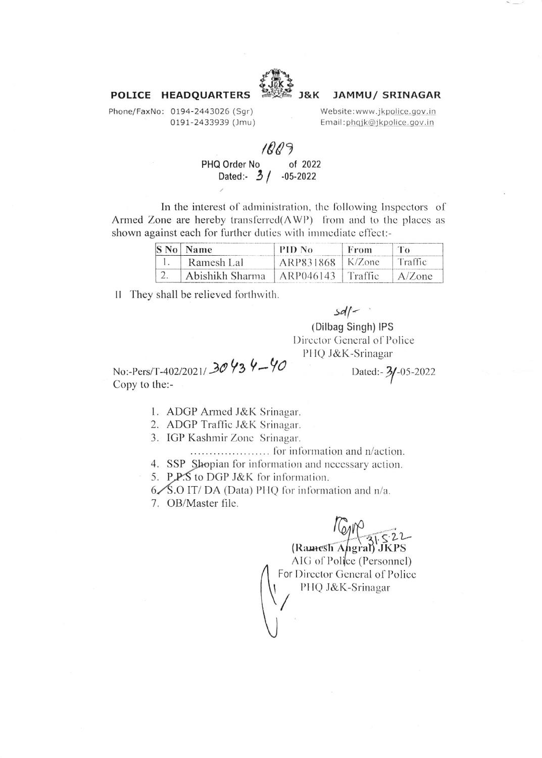**POLICE HEADQUARTERS J&K JAMMU/ SRINAGAR**

Phone/FaxNo: 0194-2443026 (Sgr)
0191-2433939 (Jmu)

Website:www.jkpolice.gov.in
Email:phqjk@jkpolice.gov.in

PHQ Order No 1009 of 2022
Dated:- 31-05-2022

In the interest of administration, the following Inspectors of Armed Zone are hereby transferred(AWP) from and to the places as shown against each for further duties with immediate effect:-

| S No | Name | PID No | From | To |
|---|---|---|---|---|
| 1. | Ramesh Lal | ARP831868 | K/Zone | Traffic |
| 2. | Abishikh Sharma | ARP046143 | Traffic | A/Zone |

II They shall be relieved forthwith.

sd/-

(Dilbag Singh) IPS
Director General of Police
PHQ J&K-Srinagar

No:-Pers/T-402/2021/ 30434-40

Dated:- 31-05-2022

Copy to the:-

1. ADGP Armed J&K Srinagar.
2. ADGP Traffic J&K Srinagar.
3. IGP Kashmir Zone Srinagar.
   ..................... for information and n/action.
4. SSP Shopian for information and necessary action.
5. P.P.S to DGP J&K for information.
6. S.O IT/ DA (Data) PHQ for information and n/a.
7. OB/Master file.

31.5.22

(Ramesh Angral) JKPS
AIG of Police (Personnel)
For Director General of Police
PHQ J&K-Srinagar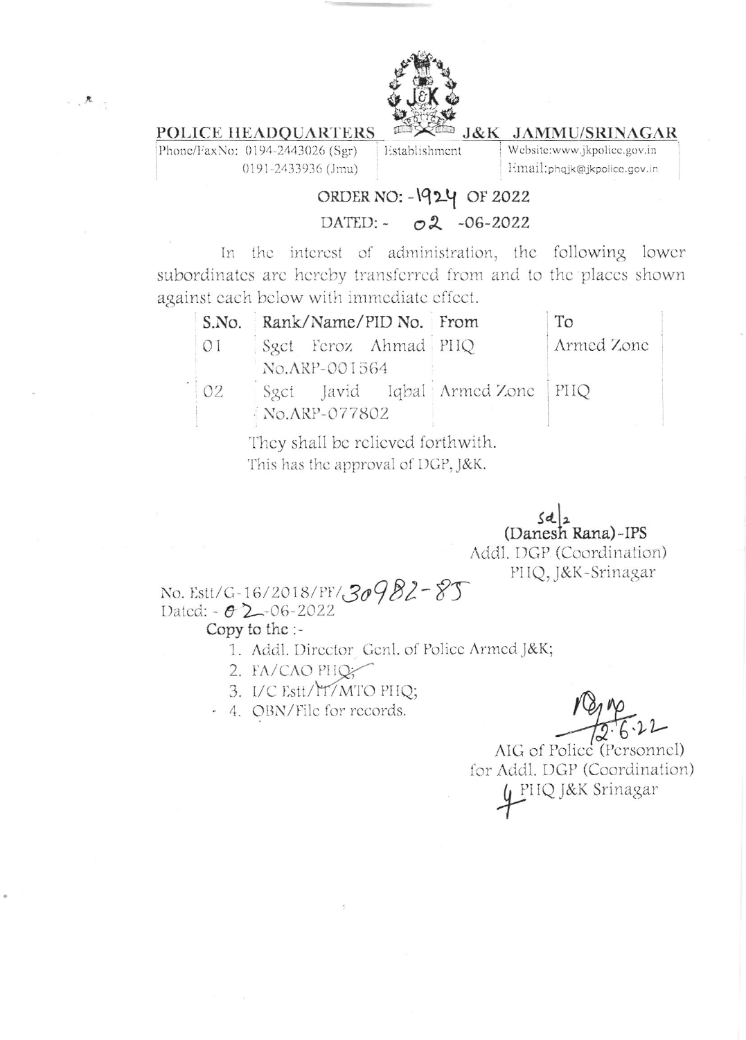**POLICE HEADQUARTERS J&K JAMMU/SRINAGAR**

Phone/FaxNo: 0194-2443026 (Sgr)
0191-2433936 (Jmu)

Establishment

Website:www.jkpolice.gov.in
Email:phqjk@jkpolice.gov.in

**ORDER NO: -1924 OF 2022**

**DATED: - 02 -06-2022**

In the interest of administration, the following lower subordinates are hereby transferred from and to the places shown against each below with immediate effect.

| S.No. | Rank/Name/PID No. | From | To |
|---|---|---|---|
| 01 | Sgct Feroz Ahmad No.ARP-001564 | PHQ | Armed Zone |
| 02 | Sgct Javid Iqbal No.ARP-077802 | Armed Zone | PHQ |

They shall be relieved forthwith.
This has the approval of DGP, J&K.

Sd/-
(Danesh Rana)-IPS
Addl. DGP (Coordination)
PHQ, J&K-Srinagar

No. Estt/G-16/2018/PF/30982-85
Dated: - 02-06-2022

Copy to the :-

1. Addl. Director Genl. of Police Armed J&K;
2. FA/CAO PHQ;
3. I/C Estt/IT/MTO PHQ;
4. OBN/File for records.

2.6.22

AIG of Police (Personnel)
for Addl. DGP (Coordination)
PHQ J&K Srinagar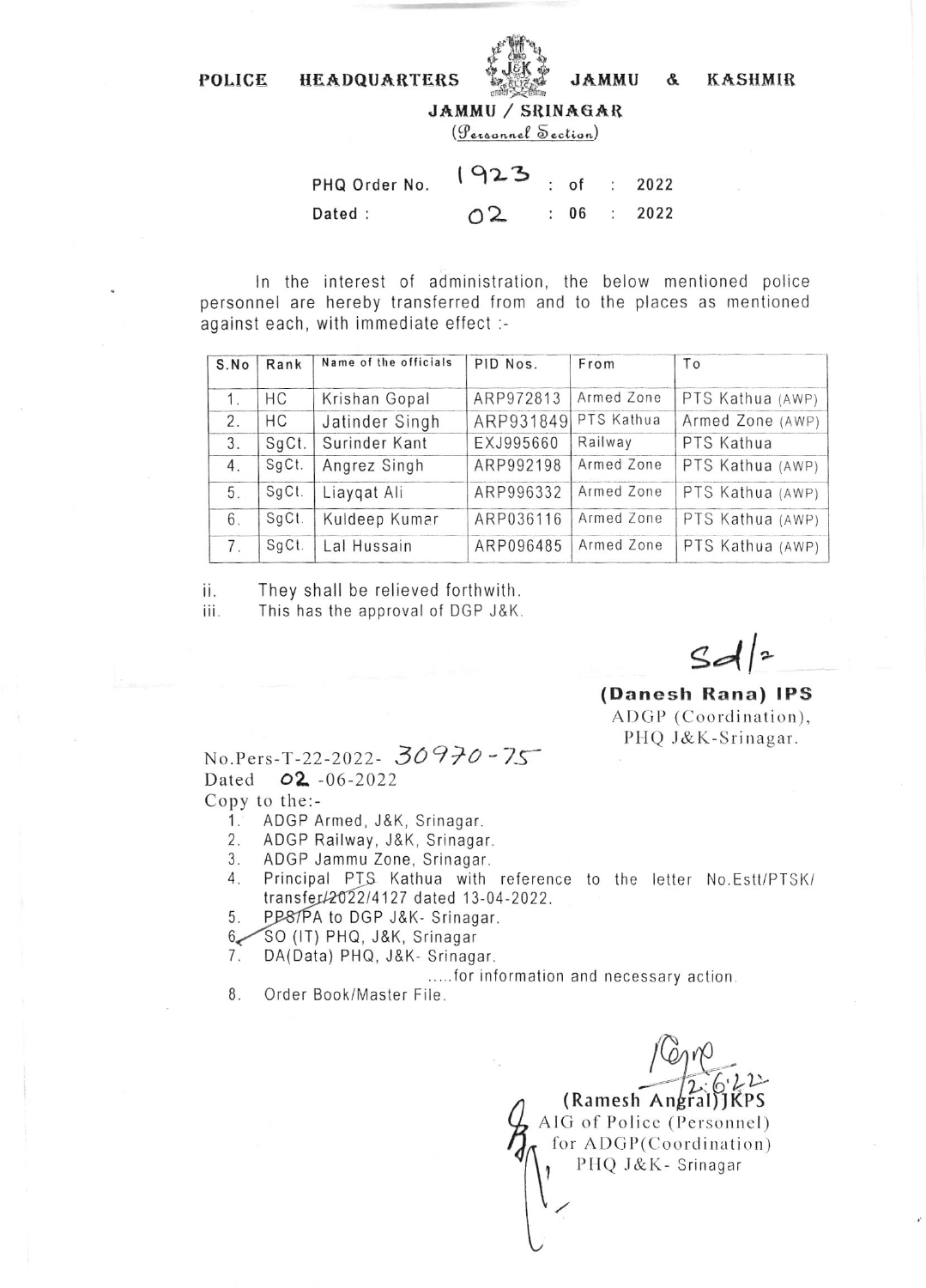**POLICE HEADQUARTERS JAMMU & KASHMIR**

**JAMMU / SRINAGAR**

(*Personnel Section*)

PHQ Order No. 1923 : of : 2022

Dated : 02 : 06 : 2022

In the interest of administration, the below mentioned police personnel are hereby transferred from and to the places as mentioned against each, with immediate effect :-

| S.No | Rank | Name of the officials | PID Nos. | From | To |
|---|---|---|---|---|---|
| 1. | HC | Krishan Gopal | ARP972813 | Armed Zone | PTS Kathua (AWP) |
| 2. | HC | Jatinder Singh | ARP931849 | PTS Kathua | Armed Zone (AWP) |
| 3. | SgCt. | Surinder Kant | EXJ995660 | Railway | PTS Kathua |
| 4. | SgCt. | Angrez Singh | ARP992198 | Armed Zone | PTS Kathua (AWP) |
| 5. | SgCt. | Liayqat Ali | ARP996332 | Armed Zone | PTS Kathua (AWP) |
| 6. | SgCt. | Kuldeep Kumar | ARP036116 | Armed Zone | PTS Kathua (AWP) |
| 7. | SgCt. | Lal Hussain | ARP096485 | Armed Zone | PTS Kathua (AWP) |

ii. They shall be relieved forthwith.

iii. This has the approval of DGP J&K.

Sd/-

**(Danesh Rana) IPS**
ADGP (Coordination),
PHQ J&K-Srinagar.

No.Pers-T-22-2022- 30970-75
Dated 02 -06-2022

Copy to the:-

1. ADGP Armed, J&K, Srinagar.
2. ADGP Railway, J&K, Srinagar.
3. ADGP Jammu Zone, Srinagar.
4. Principal PTS Kathua with reference to the letter No.Estt/PTSK/transfer/2022/4127 dated 13-04-2022.
5. PPS/PA to DGP J&K- Srinagar.
6. SO (IT) PHQ, J&K, Srinagar
7. DA(Data) PHQ, J&K- Srinagar.

.....for information and necessary action.

8. Order Book/Master File.

2.6.22

**(Ramesh Angral) JKPS**
AIG of Police (Personnel)
for ADGP(Coordination)
PHQ J&K- Srinagar